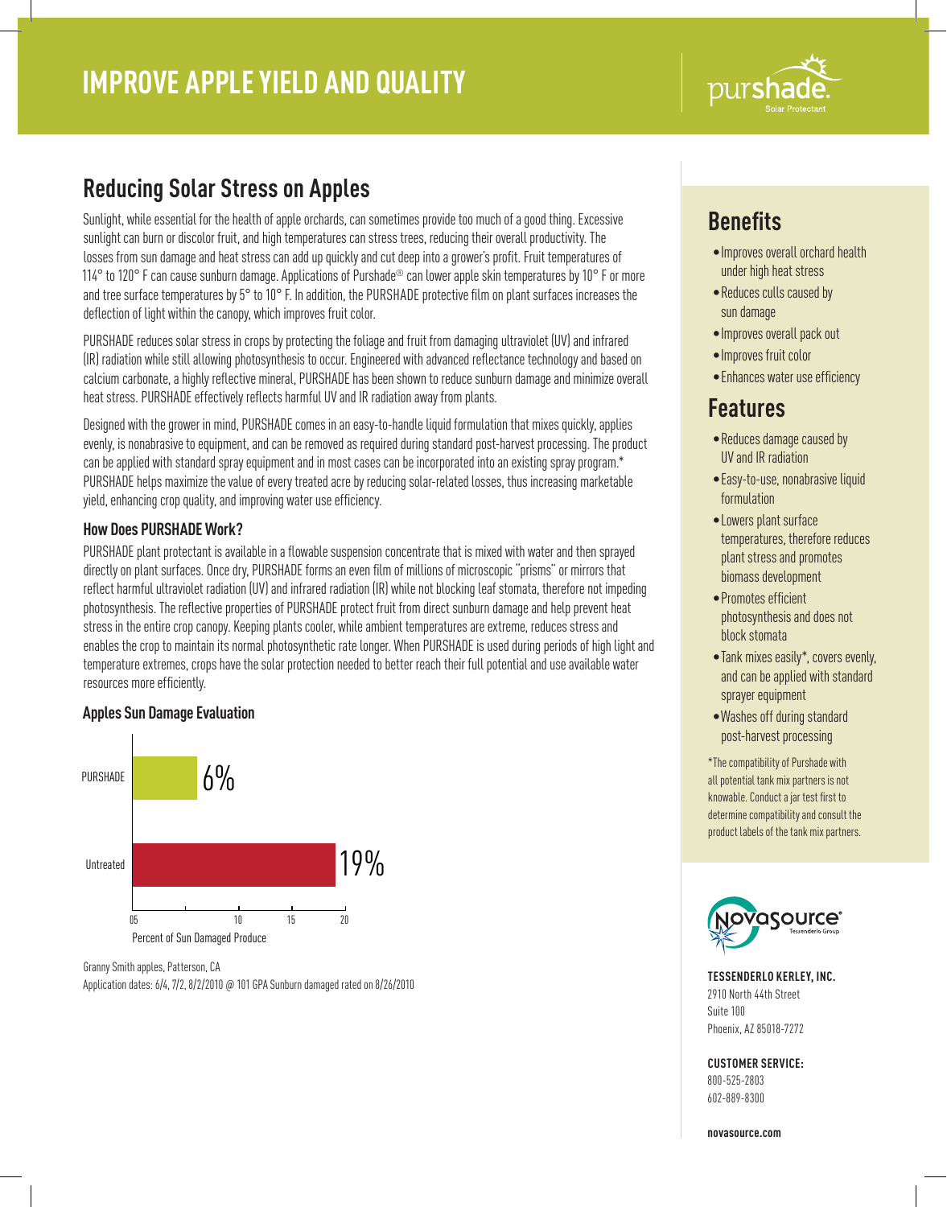# IMPROVE APPLE YIELD AND QUALITY

purshade. Solar Protectant

## Reducing Solar Stress on Apples

Sunlight, while essential for the health of apple orchards, can sometimes provide too much of a good thing. Excessive sunlight can burn or discolor fruit, and high temperatures can stress trees, reducing their overall productivity. The losses from sun damage and heat stress can add up quickly and cut deep into a grower's profit. Fruit temperatures of 114° to 120° F can cause sunburn damage. Applications of Purshade® can lower apple skin temperatures by 10° F or more and tree surface temperatures by 5° to 10° F. In addition, the PURSHADE protective film on plant surfaces increases the deflection of light within the canopy, which improves fruit color.

PURSHADE reduces solar stress in crops by protecting the foliage and fruit from damaging ultraviolet (UV) and infrared (IR) radiation while still allowing photosynthesis to occur. Engineered with advanced reflectance technology and based on calcium carbonate, a highly reflective mineral, PURSHADE has been shown to reduce sunburn damage and minimize overall heat stress. PURSHADE effectively reflects harmful UV and IR radiation away from plants.

Designed with the grower in mind, PURSHADE comes in an easy-to-handle liquid formulation that mixes quickly, applies evenly, is nonabrasive to equipment, and can be removed as required during standard post-harvest processing. The product can be applied with standard spray equipment and in most cases can be incorporated into an existing spray program.* PURSHADE helps maximize the value of every treated acre by reducing solar-related losses, thus increasing marketable yield, enhancing crop quality, and improving water use efficiency.

### How Does PURSHADE Work?

PURSHADE plant protectant is available in a flowable suspension concentrate that is mixed with water and then sprayed directly on plant surfaces. Once dry, PURSHADE forms an even film of millions of microscopic "prisms" or mirrors that reflect harmful ultraviolet radiation (UV) and infrared radiation (IR) while not blocking leaf stomata, therefore not impeding photosynthesis. The reflective properties of PURSHADE protect fruit from direct sunburn damage and help prevent heat stress in the entire crop canopy. Keeping plants cooler, while ambient temperatures are extreme, reduces stress and enables the crop to maintain its normal photosynthetic rate longer. When PURSHADE is used during periods of high light and temperature extremes, crops have the solar protection needed to better reach their full potential and use available water resources more efficiently.

### Apples Sun Damage Evaluation

| Treatment | Percent of Sun Damaged Produce |
| --- | --- |
| PURSHADE | 6% |
| Untreated | 19% |

Granny Smith apples, Patterson, CA

Application dates: 6/4, 7/2, 8/2/2010 @ 101 GPA Sunburn damaged rated on 8/26/2010

## Benefits

- Improves overall orchard health under high heat stress
- Reduces culls caused by sun damage
- Improves overall pack out
- Improves fruit color
- Enhances water use efficiency

## Features

- Reduces damage caused by UV and IR radiation
- Easy-to-use, nonabrasive liquid formulation
- Lowers plant surface temperatures, therefore reduces plant stress and promotes biomass development
- Promotes efficient photosynthesis and does not block stomata
- Tank mixes easily*, covers evenly, and can be applied with standard sprayer equipment
- Washes off during standard post-harvest processing

*The compatibility of Purshade with all potential tank mix partners is not knowable. Conduct a jar test first to determine compatibility and consult the product labels of the tank mix partners.

Novasource® Tessenderlo Group

**TESSENDERLO KERLEY, INC.**
2910 North 44th Street
Suite 100
Phoenix, AZ 85018-7272

**CUSTOMER SERVICE:**
800-525-2803
602-889-8300

**novasource.com**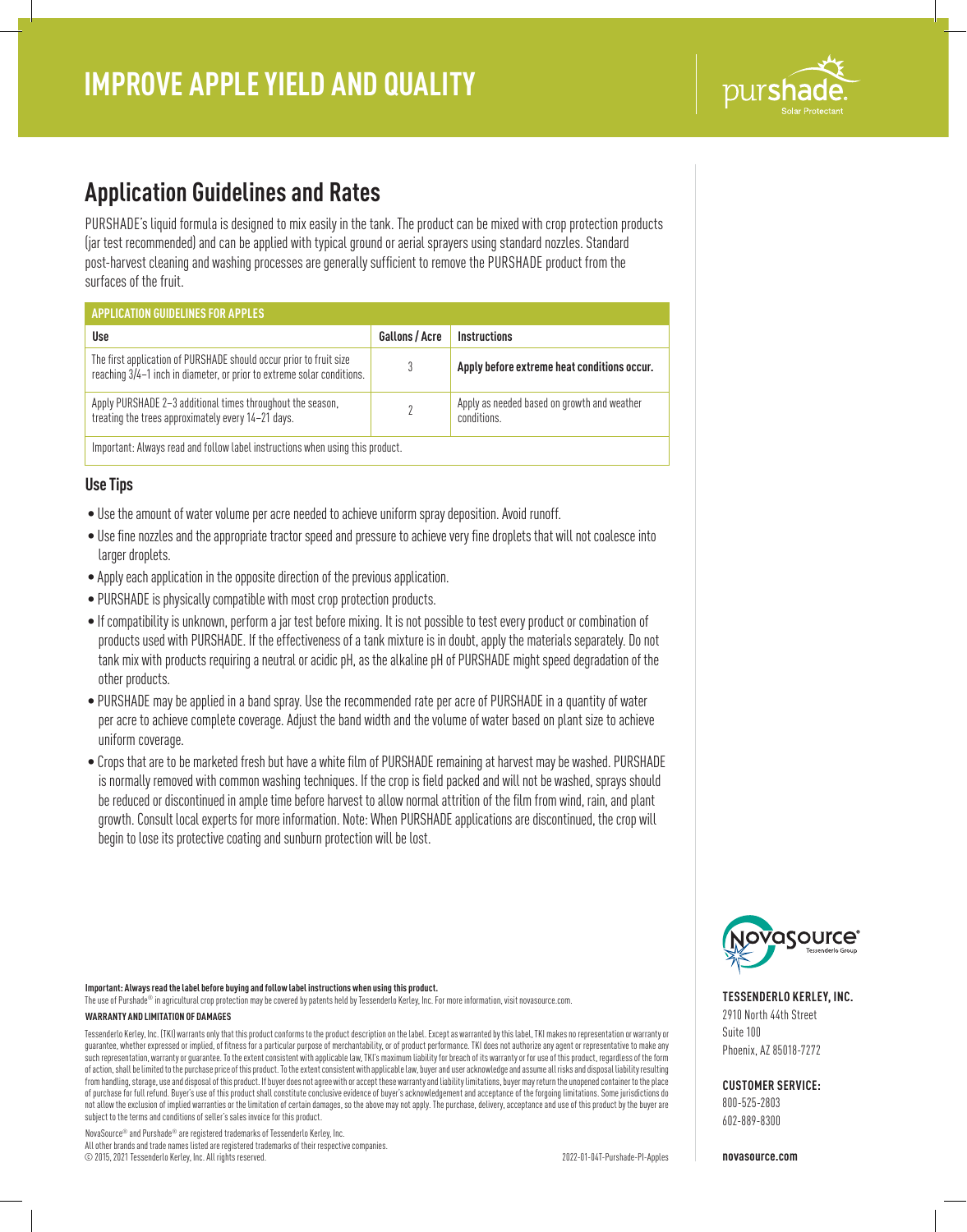# IMPROVE APPLE YIELD AND QUALITY

purshade. Solar Protectant

## Application Guidelines and Rates

PURSHADE's liquid formula is designed to mix easily in the tank. The product can be mixed with crop protection products (jar test recommended) and can be applied with typical ground or aerial sprayers using standard nozzles. Standard post-harvest cleaning and washing processes are generally sufficient to remove the PURSHADE product from the surfaces of the fruit.

| APPLICATION GUIDELINES FOR APPLES | | |
|---|---|---|
| **Use** | **Gallons / Acre** | **Instructions** |
| The first application of PURSHADE should occur prior to fruit size reaching 3/4–1 inch in diameter, or prior to extreme solar conditions. | 3 | **Apply before extreme heat conditions occur.** |
| Apply PURSHADE 2–3 additional times throughout the season, treating the trees approximately every 14–21 days. | 2 | Apply as needed based on growth and weather conditions. |
| Important: Always read and follow label instructions when using this product. | | |

### Use Tips

- Use the amount of water volume per acre needed to achieve uniform spray deposition. Avoid runoff.
- Use fine nozzles and the appropriate tractor speed and pressure to achieve very fine droplets that will not coalesce into larger droplets.
- Apply each application in the opposite direction of the previous application.
- PURSHADE is physically compatible with most crop protection products.
- If compatibility is unknown, perform a jar test before mixing. It is not possible to test every product or combination of products used with PURSHADE. If the effectiveness of a tank mixture is in doubt, apply the materials separately. Do not tank mix with products requiring a neutral or acidic pH, as the alkaline pH of PURSHADE might speed degradation of the other products.
- PURSHADE may be applied in a band spray. Use the recommended rate per acre of PURSHADE in a quantity of water per acre to achieve complete coverage. Adjust the band width and the volume of water based on plant size to achieve uniform coverage.
- Crops that are to be marketed fresh but have a white film of PURSHADE remaining at harvest may be washed. PURSHADE is normally removed with common washing techniques. If the crop is field packed and will not be washed, sprays should be reduced or discontinued in ample time before harvest to allow normal attrition of the film from wind, rain, and plant growth. Consult local experts for more information. Note: When PURSHADE applications are discontinued, the crop will begin to lose its protective coating and sunburn protection will be lost.

**Important: Always read the label before buying and follow label instructions when using this product.**
The use of Purshade® in agricultural crop protection may be covered by patents held by Tessenderlo Kerley, Inc. For more information, visit novasource.com.

**WARRANTY AND LIMITATION OF DAMAGES**

Tessenderlo Kerley, Inc. (TKI) warrants only that this product conforms to the product description on the label. Except as warranted by this label, TKI makes no representation or warranty or guarantee, whether expressed or implied, of fitness for a particular purpose of merchantability, or of product performance. TKI does not authorize any agent or representative to make any such representation, warranty or guarantee. To the extent consistent with applicable law, TKI's maximum liability for breach of its warranty or for use of this product, regardless of the form of action, shall be limited to the purchase price of this product. To the extent consistent with applicable law, buyer and user acknowledge and assume all risks and disposal liability resulting from handling, storage, use and disposal of this product. If buyer does not agree with or accept these warranty and liability limitations, buyer may return the unopened container to the place of purchase for full refund. Buyer's use of this product shall constitute conclusive evidence of buyer's acknowledgement and acceptance of the forgoing limitations. Some jurisdictions do not allow the exclusion of implied warranties or the limitation of certain damages, so the above may not apply. The purchase, delivery, acceptance and use of this product by the buyer are subject to the terms and conditions of seller's sales invoice for this product.

NovaSource® and Purshade® are registered trademarks of Tessenderlo Kerley, Inc.
All other brands and trade names listed are registered trademarks of their respective companies.
© 2015, 2021 Tessenderlo Kerley, Inc. All rights reserved.

2022-01-04T-Purshade-PI-Apples

NovaSource® Tessenderlo Group

**TESSENDERLO KERLEY, INC.**
2910 North 44th Street
Suite 100
Phoenix, AZ 85018-7272

**CUSTOMER SERVICE:**
800-525-2803
602-889-8300

**novasource.com**